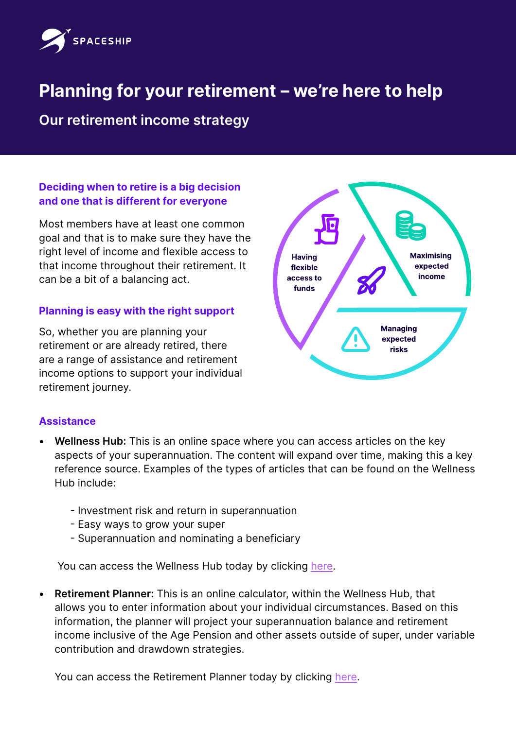SPACESHIP

# Planning for your retirement – we're here to help

## Our retirement income strategy

### Deciding when to retire is a big decision and one that is different for everyone

Most members have at least one common goal and that is to make sure they have the right level of income and flexible access to that income throughout their retirement. It can be a bit of a balancing act.

Having flexible access to funds

Maximising expected income

Managing expected risks

### Planning is easy with the right support

So, whether you are planning your retirement or are already retired, there are a range of assistance and retirement income options to support your individual retirement journey.

### Assistance

- **Wellness Hub:** This is an online space where you can access articles on the key aspects of your superannuation. The content will expand over time, making this a key reference source. Examples of the types of articles that can be found on the Wellness Hub include:

  - Investment risk and return in superannuation
  - Easy ways to grow your super
  - Superannuation and nominating a beneficiary

  You can access the Wellness Hub today by clicking here.

- **Retirement Planner:** This is an online calculator, within the Wellness Hub, that allows you to enter information about your individual circumstances. Based on this information, the planner will project your superannuation balance and retirement income inclusive of the Age Pension and other assets outside of super, under variable contribution and drawdown strategies.

  You can access the Retirement Planner today by clicking here.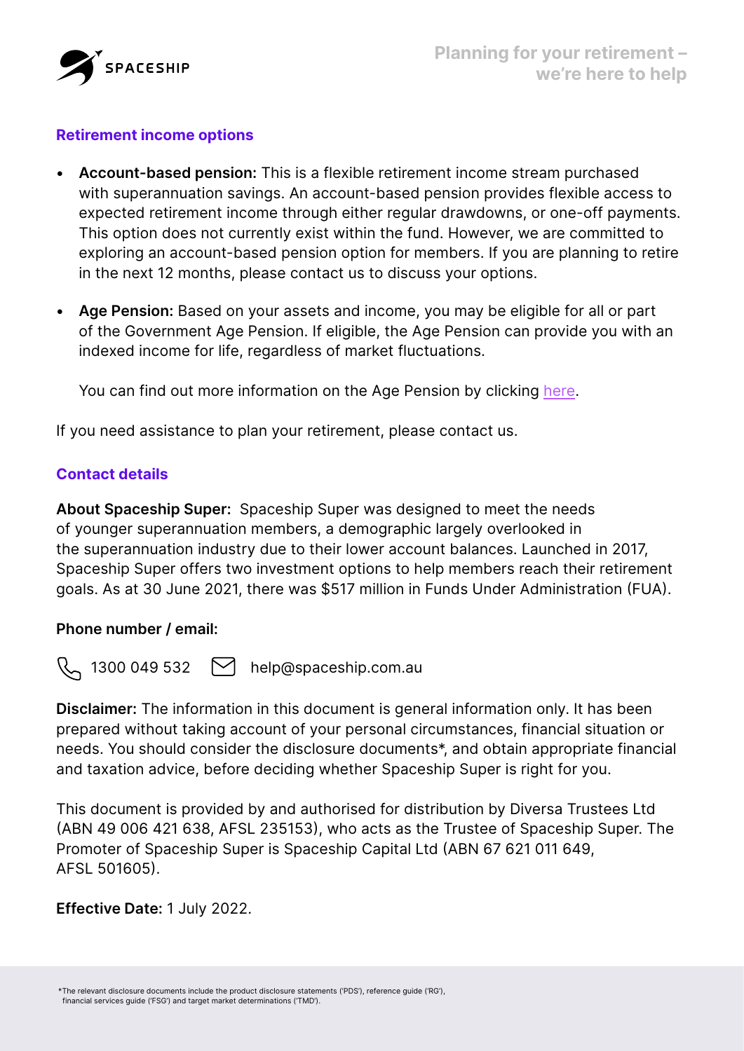## Retirement income options

- **Account-based pension:** This is a flexible retirement income stream purchased with superannuation savings. An account-based pension provides flexible access to expected retirement income through either regular drawdowns, or one-off payments. This option does not currently exist within the fund. However, we are committed to exploring an account-based pension option for members. If you are planning to retire in the next 12 months, please contact us to discuss your options.

- **Age Pension:** Based on your assets and income, you may be eligible for all or part of the Government Age Pension. If eligible, the Age Pension can provide you with an indexed income for life, regardless of market fluctuations.

  You can find out more information on the Age Pension by clicking here.

If you need assistance to plan your retirement, please contact us.

## Contact details

**About Spaceship Super:** Spaceship Super was designed to meet the needs of younger superannuation members, a demographic largely overlooked in the superannuation industry due to their lower account balances. Launched in 2017, Spaceship Super offers two investment options to help members reach their retirement goals. As at 30 June 2021, there was $517 million in Funds Under Administration (FUA).

**Phone number / email:**

1300 049 532 help@spaceship.com.au

**Disclaimer:** The information in this document is general information only. It has been prepared without taking account of your personal circumstances, financial situation or needs. You should consider the disclosure documents*, and obtain appropriate financial and taxation advice, before deciding whether Spaceship Super is right for you.

This document is provided by and authorised for distribution by Diversa Trustees Ltd (ABN 49 006 421 638, AFSL 235153), who acts as the Trustee of Spaceship Super. The Promoter of Spaceship Super is Spaceship Capital Ltd (ABN 67 621 011 649, AFSL 501605).

**Effective Date:** 1 July 2022.

*The relevant disclosure documents include the product disclosure statements ('PDS'), reference guide ('RG'), financial services guide ('FSG') and target market determinations ('TMD').